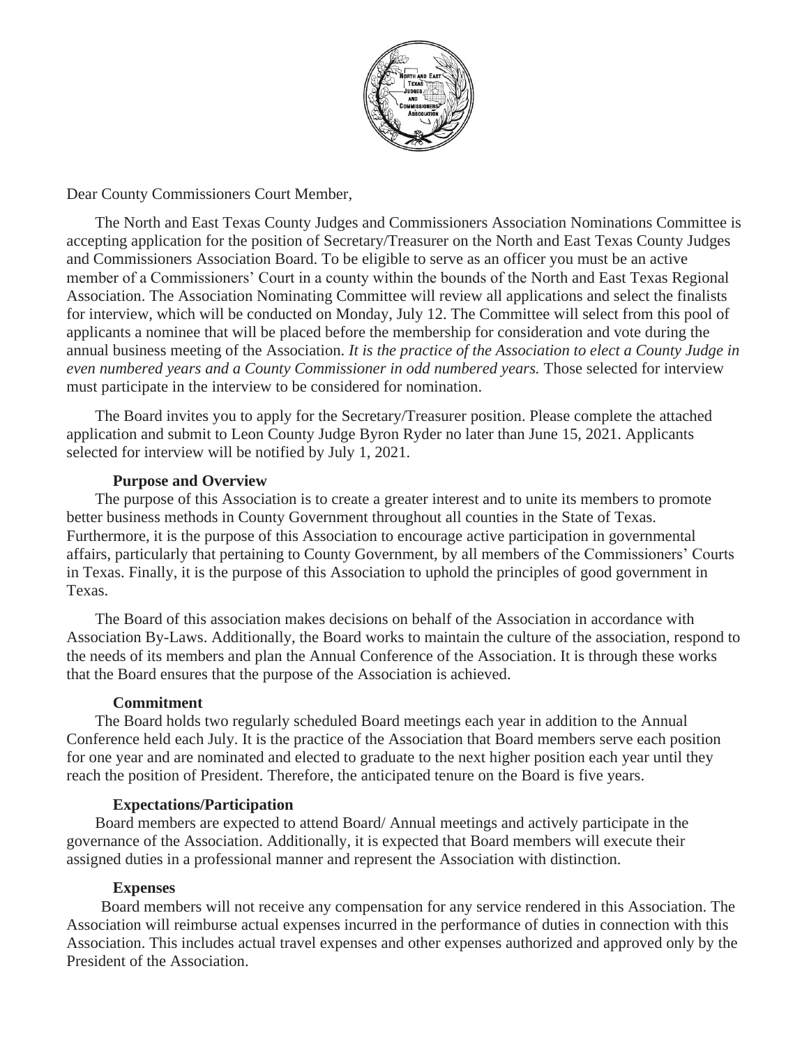Dear County Commissioners Court Member,

The North and East Texas County Judges and Commissioners Association Nominations Committee is accepting application for the position of Secretary/Treasurer on the North and East Texas County Judges and Commissioners Association Board. To be eligible to serve as an officer you must be an active member of a Commissioners' Court in a county within the bounds of the North and East Texas Regional Association. The Association Nominating Committee will review all applications and select the finalists for interview, which will be conducted on Monday, July 12. The Committee will select from this pool of applicants a nominee that will be placed before the membership for consideration and vote during the annual business meeting of the Association. *It is the practice of the Association to elect a County Judge in even numbered years and a County Commissioner in odd numbered years.* Those selected for interview must participate in the interview to be considered for nomination.

The Board invites you to apply for the Secretary/Treasurer position. Please complete the attached application and submit to Leon County Judge Byron Ryder no later than June 15, 2021. Applicants selected for interview will be notified by July 1, 2021.

**Purpose and Overview**

The purpose of this Association is to create a greater interest and to unite its members to promote better business methods in County Government throughout all counties in the State of Texas. Furthermore, it is the purpose of this Association to encourage active participation in governmental affairs, particularly that pertaining to County Government, by all members of the Commissioners' Courts in Texas. Finally, it is the purpose of this Association to uphold the principles of good government in Texas.

The Board of this association makes decisions on behalf of the Association in accordance with Association By-Laws. Additionally, the Board works to maintain the culture of the association, respond to the needs of its members and plan the Annual Conference of the Association. It is through these works that the Board ensures that the purpose of the Association is achieved.

**Commitment**

The Board holds two regularly scheduled Board meetings each year in addition to the Annual Conference held each July. It is the practice of the Association that Board members serve each position for one year and are nominated and elected to graduate to the next higher position each year until they reach the position of President. Therefore, the anticipated tenure on the Board is five years.

**Expectations/Participation**

Board members are expected to attend Board/ Annual meetings and actively participate in the governance of the Association. Additionally, it is expected that Board members will execute their assigned duties in a professional manner and represent the Association with distinction.

**Expenses**

Board members will not receive any compensation for any service rendered in this Association. The Association will reimburse actual expenses incurred in the performance of duties in connection with this Association. This includes actual travel expenses and other expenses authorized and approved only by the President of the Association.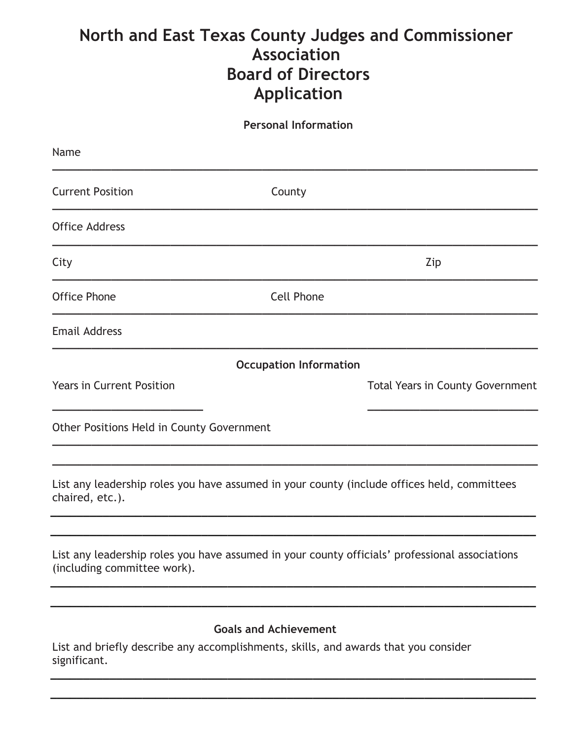# North and East Texas County Judges and Commissioner Association
# Board of Directors
# Application

**Personal Information**

Name

_______________________________________________

Current Position _______________________ County _______________________

Office Address

_______________________________________________

City _______________________________________ Zip _______________

Office Phone _______________________ Cell Phone _______________________

Email Address

_______________________________________________

**Occupation Information**

Years in Current Position _______________________

Total Years in County Government _______________________

Other Positions Held in County Government

_______________________________________________

_______________________________________________

List any leadership roles you have assumed in your county (include offices held, committees chaired, etc.).

_______________________________________________

_______________________________________________

List any leadership roles you have assumed in your county officials' professional associations (including committee work).

_______________________________________________

_______________________________________________

**Goals and Achievement**

List and briefly describe any accomplishments, skills, and awards that you consider significant.

_______________________________________________

_______________________________________________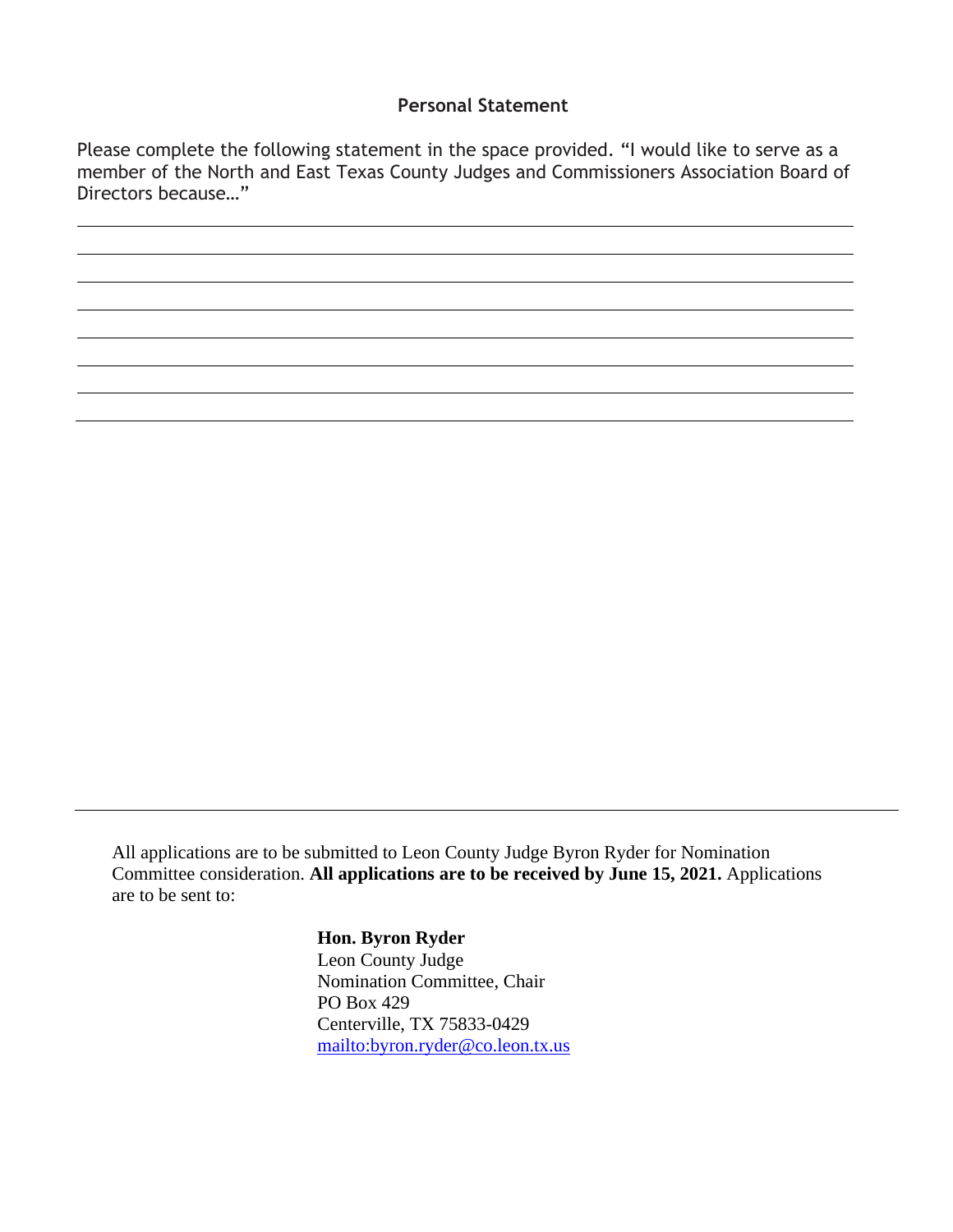## Personal Statement

Please complete the following statement in the space provided. "I would like to serve as a member of the North and East Texas County Judges and Commissioners Association Board of Directors because…"

---

All applications are to be submitted to Leon County Judge Byron Ryder for Nomination Committee consideration. **All applications are to be received by June 15, 2021.** Applications are to be sent to:

**Hon. Byron Ryder**
Leon County Judge
Nomination Committee, Chair
PO Box 429
Centerville, TX 75833-0429
mailto:byron.ryder@co.leon.tx.us